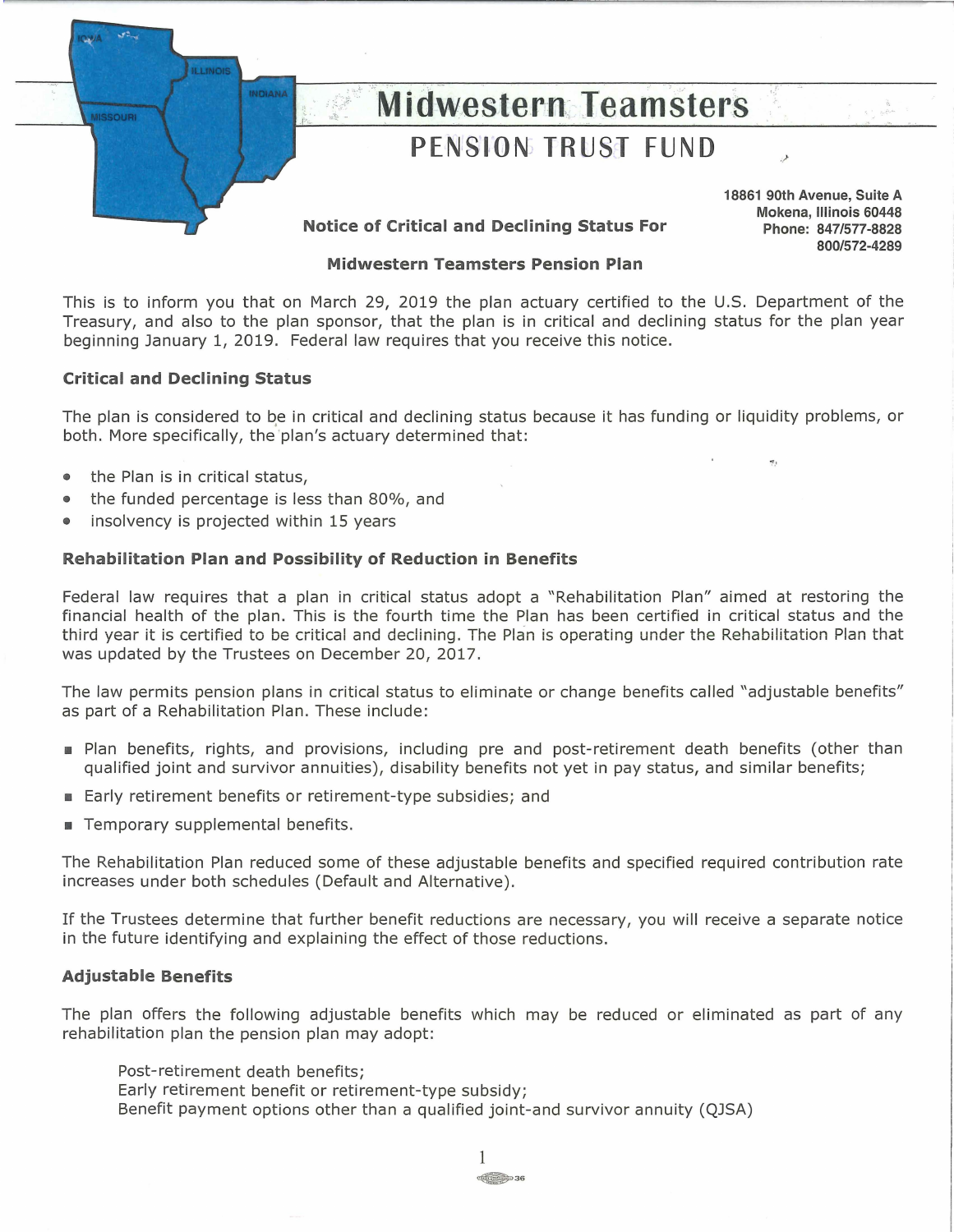# Midwestern Teamsters

## PENSION TRUST FUND

**18861 90th Avenue, Suite A**
**Mokena, Illinois 60448**
**Phone: 847/577-8828**
**800/572-4289**

### Notice of Critical and Declining Status For

### Midwestern Teamsters Pension Plan

This is to inform you that on March 29, 2019 the plan actuary certified to the U.S. Department of the Treasury, and also to the plan sponsor, that the plan is in critical and declining status for the plan year beginning January 1, 2019. Federal law requires that you receive this notice.

### Critical and Declining Status

The plan is considered to be in critical and declining status because it has funding or liquidity problems, or both. More specifically, the plan's actuary determined that:

- the Plan is in critical status,
- the funded percentage is less than 80%, and
- insolvency is projected within 15 years

### Rehabilitation Plan and Possibility of Reduction in Benefits

Federal law requires that a plan in critical status adopt a "Rehabilitation Plan" aimed at restoring the financial health of the plan. This is the fourth time the Plan has been certified in critical status and the third year it is certified to be critical and declining. The Plan is operating under the Rehabilitation Plan that was updated by the Trustees on December 20, 2017.

The law permits pension plans in critical status to eliminate or change benefits called "adjustable benefits" as part of a Rehabilitation Plan. These include:

- Plan benefits, rights, and provisions, including pre and post-retirement death benefits (other than qualified joint and survivor annuities), disability benefits not yet in pay status, and similar benefits;
- Early retirement benefits or retirement-type subsidies; and
- Temporary supplemental benefits.

The Rehabilitation Plan reduced some of these adjustable benefits and specified required contribution rate increases under both schedules (Default and Alternative).

If the Trustees determine that further benefit reductions are necessary, you will receive a separate notice in the future identifying and explaining the effect of those reductions.

### Adjustable Benefits

The plan offers the following adjustable benefits which may be reduced or eliminated as part of any rehabilitation plan the pension plan may adopt:

Post-retirement death benefits;
Early retirement benefit or retirement-type subsidy;
Benefit payment options other than a qualified joint-and survivor annuity (QJSA)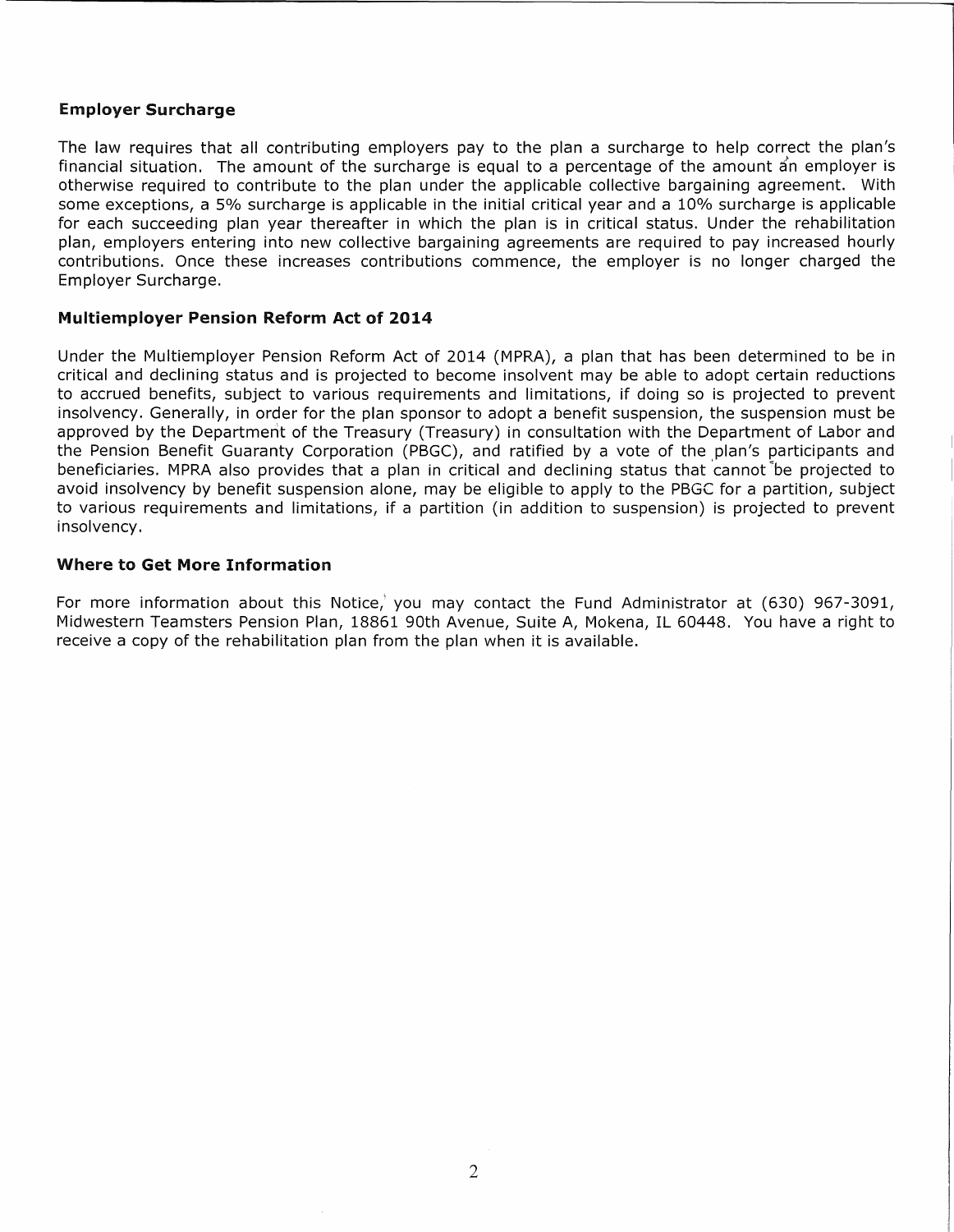### Employer Surcharge

The law requires that all contributing employers pay to the plan a surcharge to help correct the plan's financial situation. The amount of the surcharge is equal to a percentage of the amount an employer is otherwise required to contribute to the plan under the applicable collective bargaining agreement. With some exceptions, a 5% surcharge is applicable in the initial critical year and a 10% surcharge is applicable for each succeeding plan year thereafter in which the plan is in critical status. Under the rehabilitation plan, employers entering into new collective bargaining agreements are required to pay increased hourly contributions. Once these increases contributions commence, the employer is no longer charged the Employer Surcharge.

### Multiemployer Pension Reform Act of 2014

Under the Multiemployer Pension Reform Act of 2014 (MPRA), a plan that has been determined to be in critical and declining status and is projected to become insolvent may be able to adopt certain reductions to accrued benefits, subject to various requirements and limitations, if doing so is projected to prevent insolvency. Generally, in order for the plan sponsor to adopt a benefit suspension, the suspension must be approved by the Department of the Treasury (Treasury) in consultation with the Department of Labor and the Pension Benefit Guaranty Corporation (PBGC), and ratified by a vote of the plan's participants and beneficiaries. MPRA also provides that a plan in critical and declining status that cannot be projected to avoid insolvency by benefit suspension alone, may be eligible to apply to the PBGC for a partition, subject to various requirements and limitations, if a partition (in addition to suspension) is projected to prevent insolvency.

### Where to Get More Information

For more information about this Notice, you may contact the Fund Administrator at (630) 967-3091, Midwestern Teamsters Pension Plan, 18861 90th Avenue, Suite A, Mokena, IL 60448. You have a right to receive a copy of the rehabilitation plan from the plan when it is available.